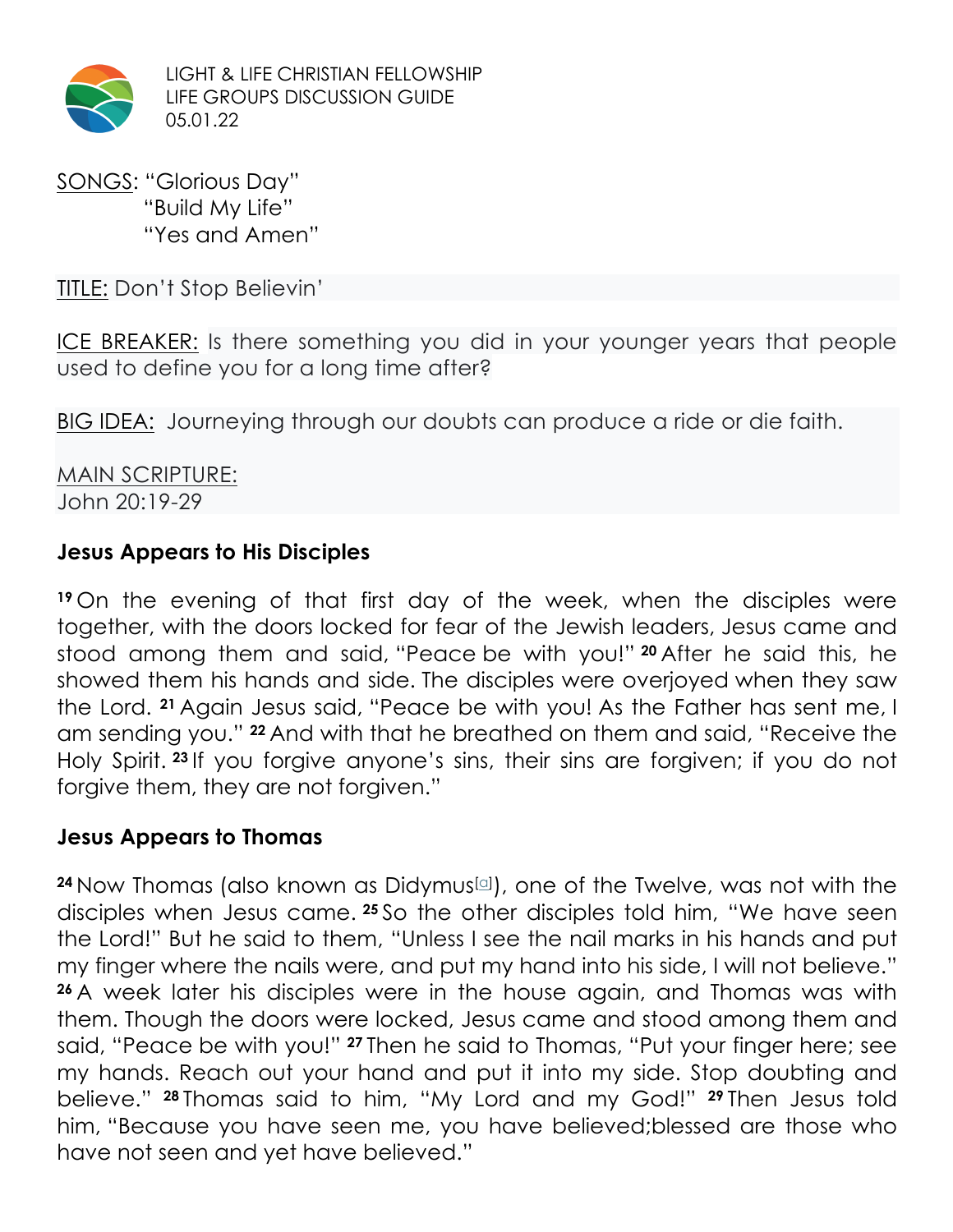LIGHT & LIFE CHRISTIAN FELLOWSHIP
LIFE GROUPS DISCUSSION GUIDE
05.01.22

SONGS: "Glorious Day"
"Build My Life"
"Yes and Amen"

TITLE: Don't Stop Believin'

ICE BREAKER: Is there something you did in your younger years that people used to define you for a long time after?

BIG IDEA: Journeying through our doubts can produce a ride or die faith.

MAIN SCRIPTURE:
John 20:19-29

**Jesus Appears to His Disciples**

[19] On the evening of that first day of the week, when the disciples were together, with the doors locked for fear of the Jewish leaders, Jesus came and stood among them and said, "Peace be with you!" [20] After he said this, he showed them his hands and side. The disciples were overjoyed when they saw the Lord. [21] Again Jesus said, "Peace be with you! As the Father has sent me, I am sending you." [22] And with that he breathed on them and said, "Receive the Holy Spirit. [23] If you forgive anyone's sins, their sins are forgiven; if you do not forgive them, they are not forgiven."

**Jesus Appears to Thomas**

[24] Now Thomas (also known as Didymus[a]), one of the Twelve, was not with the disciples when Jesus came. [25] So the other disciples told him, "We have seen the Lord!" But he said to them, "Unless I see the nail marks in his hands and put my finger where the nails were, and put my hand into his side, I will not believe." [26] A week later his disciples were in the house again, and Thomas was with them. Though the doors were locked, Jesus came and stood among them and said, "Peace be with you!" [27] Then he said to Thomas, "Put your finger here; see my hands. Reach out your hand and put it into my side. Stop doubting and believe." [28] Thomas said to him, "My Lord and my God!" [29] Then Jesus told him, "Because you have seen me, you have believed;blessed are those who have not seen and yet have believed."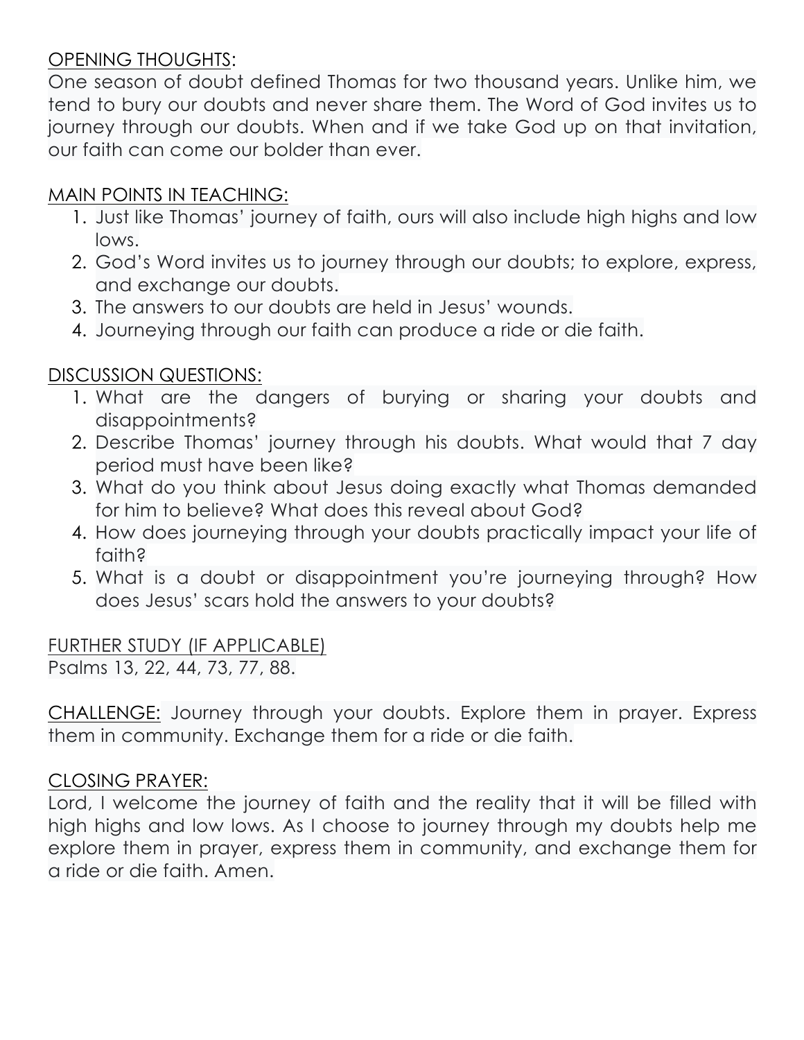OPENING THOUGHTS:

One season of doubt defined Thomas for two thousand years. Unlike him, we tend to bury our doubts and never share them. The Word of God invites us to journey through our doubts. When and if we take God up on that invitation, our faith can come our bolder than ever.

MAIN POINTS IN TEACHING:

1. Just like Thomas' journey of faith, ours will also include high highs and low lows.
2. God's Word invites us to journey through our doubts; to explore, express, and exchange our doubts.
3. The answers to our doubts are held in Jesus' wounds.
4. Journeying through our faith can produce a ride or die faith.

DISCUSSION QUESTIONS:

1. What are the dangers of burying or sharing your doubts and disappointments?
2. Describe Thomas' journey through his doubts. What would that 7 day period must have been like?
3. What do you think about Jesus doing exactly what Thomas demanded for him to believe? What does this reveal about God?
4. How does journeying through your doubts practically impact your life of faith?
5. What is a doubt or disappointment you're journeying through? How does Jesus' scars hold the answers to your doubts?

FURTHER STUDY (IF APPLICABLE)

Psalms 13, 22, 44, 73, 77, 88.

CHALLENGE: Journey through your doubts. Explore them in prayer. Express them in community. Exchange them for a ride or die faith.

CLOSING PRAYER:

Lord, I welcome the journey of faith and the reality that it will be filled with high highs and low lows. As I choose to journey through my doubts help me explore them in prayer, express them in community, and exchange them for a ride or die faith. Amen.